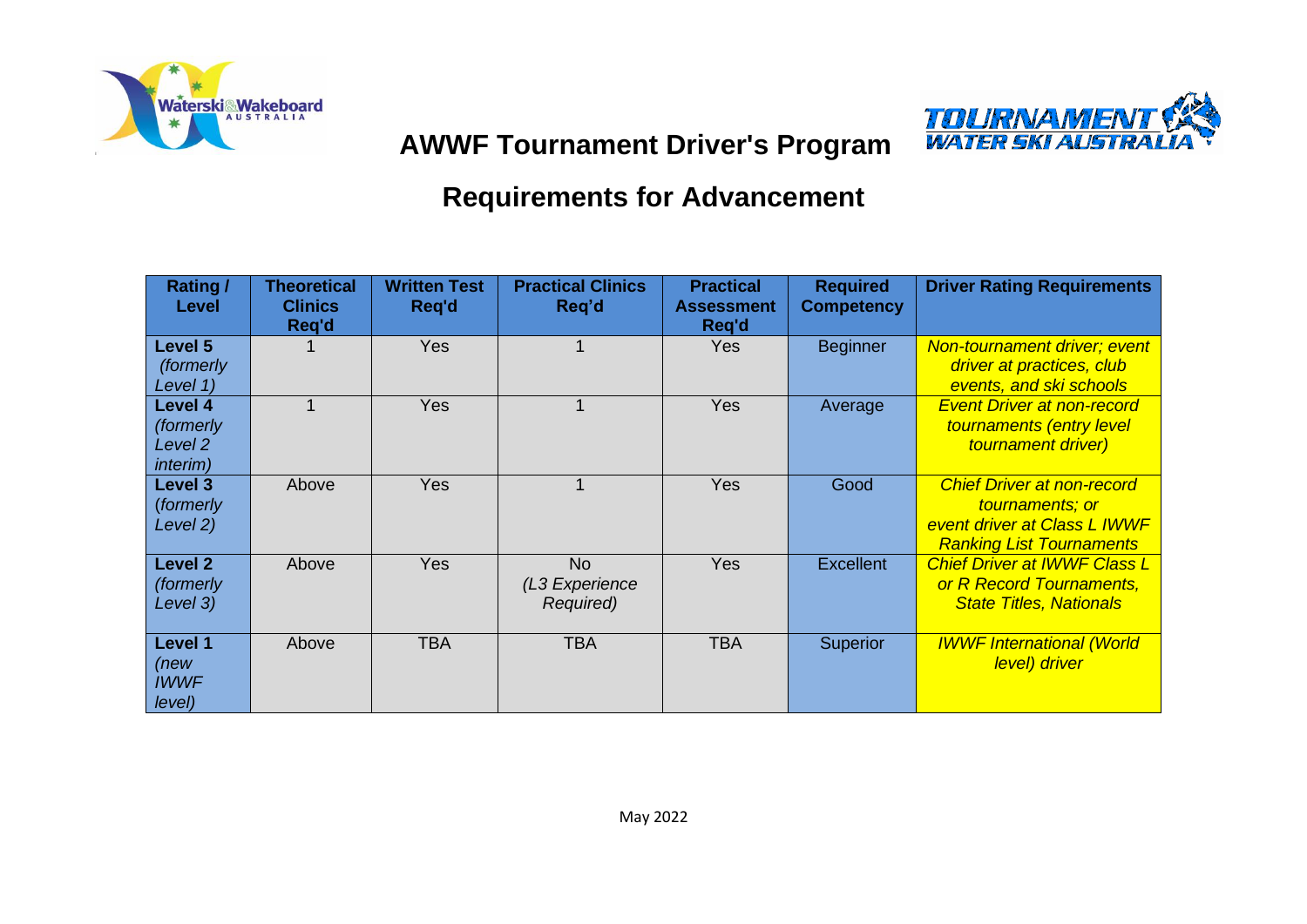# AWWF Tournament Driver's Program

## Requirements for Advancement

| Rating / Level | Theoretical Clinics Req'd | Written Test Req'd | Practical Clinics Req'd | Practical Assessment Req'd | Required Competency | Driver Rating Requirements |
|---|---|---|---|---|---|---|
| **Level 5** *(formerly Level 1)* | 1 | Yes | 1 | Yes | Beginner | *Non-tournament driver; event driver at practices, club events, and ski schools* |
| **Level 4** *(formerly Level 2 interim)* | 1 | Yes | 1 | Yes | Average | *Event Driver at non-record tournaments (entry level tournament driver)* |
| **Level 3** *(formerly Level 2)* | Above | Yes | 1 | Yes | Good | *Chief Driver at non-record tournaments; or event driver at Class L IWWF Ranking List Tournaments* |
| **Level 2** *(formerly Level 3)* | Above | Yes | No *(L3 Experience Required)* | Yes | Excellent | *Chief Driver at IWWF Class L or R Record Tournaments, State Titles, Nationals* |
| **Level 1** *(new IWWF level)* | Above | TBA | TBA | TBA | Superior | *IWWF International (World level) driver* |

May 2022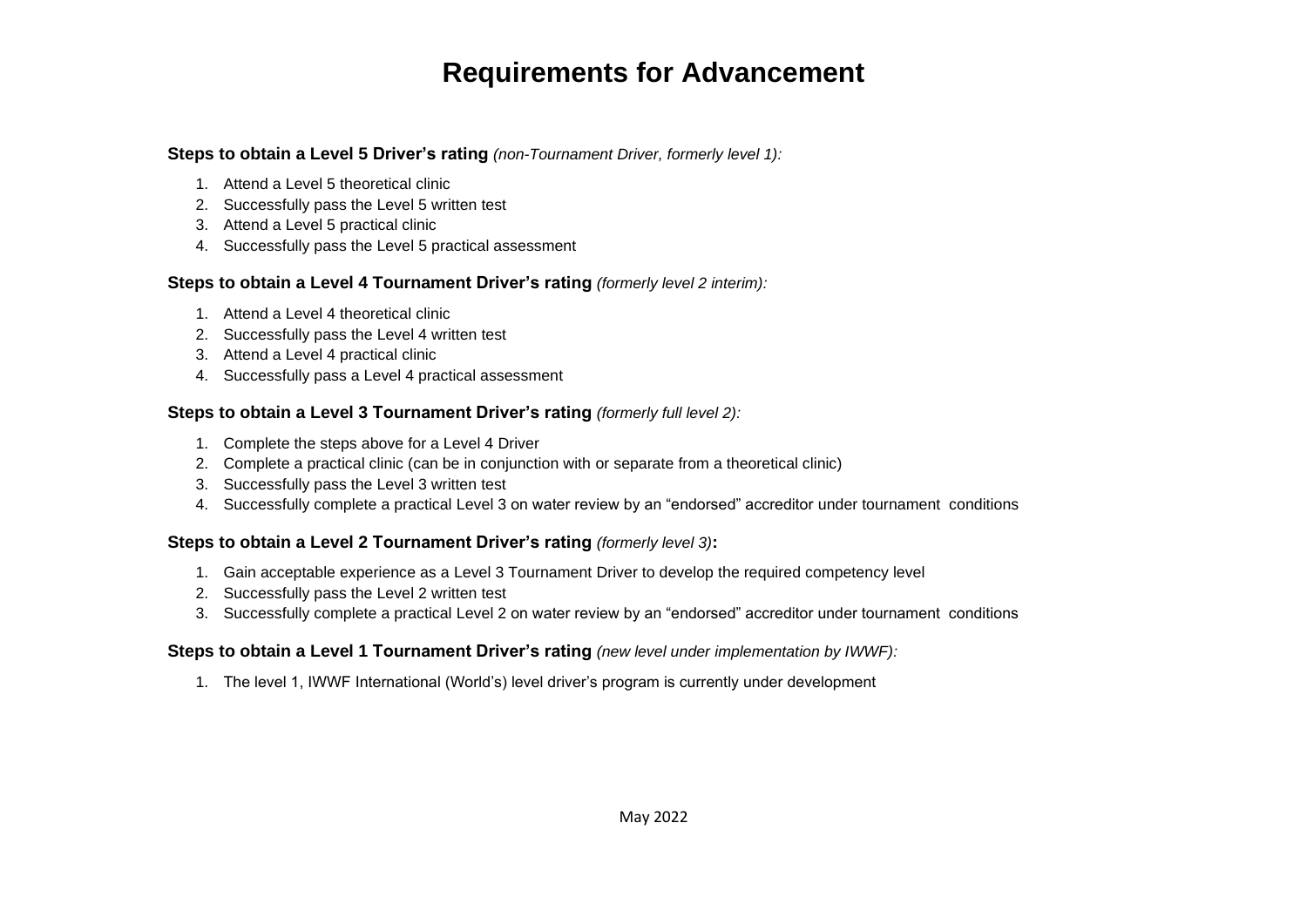# Requirements for Advancement

**Steps to obtain a Level 5 Driver's rating** *(non-Tournament Driver, formerly level 1):*

1. Attend a Level 5 theoretical clinic
2. Successfully pass the Level 5 written test
3. Attend a Level 5 practical clinic
4. Successfully pass the Level 5 practical assessment

**Steps to obtain a Level 4 Tournament Driver's rating** *(formerly level 2 interim):*

1. Attend a Level 4 theoretical clinic
2. Successfully pass the Level 4 written test
3. Attend a Level 4 practical clinic
4. Successfully pass a Level 4 practical assessment

**Steps to obtain a Level 3 Tournament Driver's rating** *(formerly full level 2):*

1. Complete the steps above for a Level 4 Driver
2. Complete a practical clinic (can be in conjunction with or separate from a theoretical clinic)
3. Successfully pass the Level 3 written test
4. Successfully complete a practical Level 3 on water review by an "endorsed" accreditor under tournament conditions

**Steps to obtain a Level 2 Tournament Driver's rating** *(formerly level 3)***:**

1. Gain acceptable experience as a Level 3 Tournament Driver to develop the required competency level
2. Successfully pass the Level 2 written test
3. Successfully complete a practical Level 2 on water review by an "endorsed" accreditor under tournament conditions

**Steps to obtain a Level 1 Tournament Driver's rating** *(new level under implementation by IWWF):*

1. The level 1, IWWF International (World's) level driver's program is currently under development

May 2022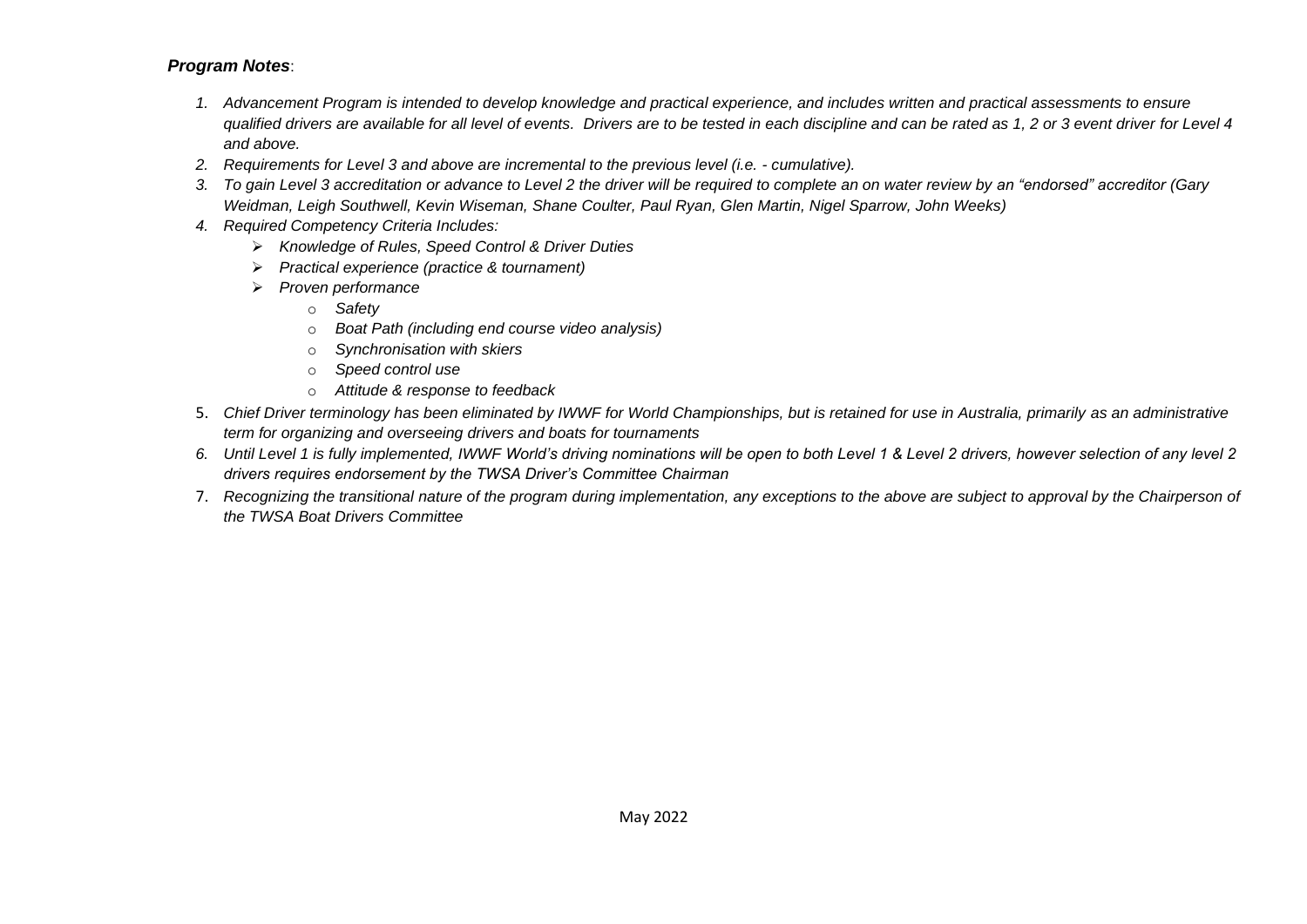***Program Notes***:

1. *Advancement Program is intended to develop knowledge and practical experience, and includes written and practical assessments to ensure qualified drivers are available for all level of events. Drivers are to be tested in each discipline and can be rated as 1, 2 or 3 event driver for Level 4 and above.*
2. *Requirements for Level 3 and above are incremental to the previous level (i.e. - cumulative).*
3. *To gain Level 3 accreditation or advance to Level 2 the driver will be required to complete an on water review by an "endorsed" accreditor (Gary Weidman, Leigh Southwell, Kevin Wiseman, Shane Coulter, Paul Ryan, Glen Martin, Nigel Sparrow, John Weeks)*
4. *Required Competency Criteria Includes:*
   - *Knowledge of Rules, Speed Control & Driver Duties*
   - *Practical experience (practice & tournament)*
   - *Proven performance*
     - *Safety*
     - *Boat Path (including end course video analysis)*
     - *Synchronisation with skiers*
     - *Speed control use*
     - *Attitude & response to feedback*
5. *Chief Driver terminology has been eliminated by IWWF for World Championships, but is retained for use in Australia, primarily as an administrative term for organizing and overseeing drivers and boats for tournaments*
6. *Until Level 1 is fully implemented, IWWF World's driving nominations will be open to both Level 1 & Level 2 drivers, however selection of any level 2 drivers requires endorsement by the TWSA Driver's Committee Chairman*
7. *Recognizing the transitional nature of the program during implementation, any exceptions to the above are subject to approval by the Chairperson of the TWSA Boat Drivers Committee*

May 2022